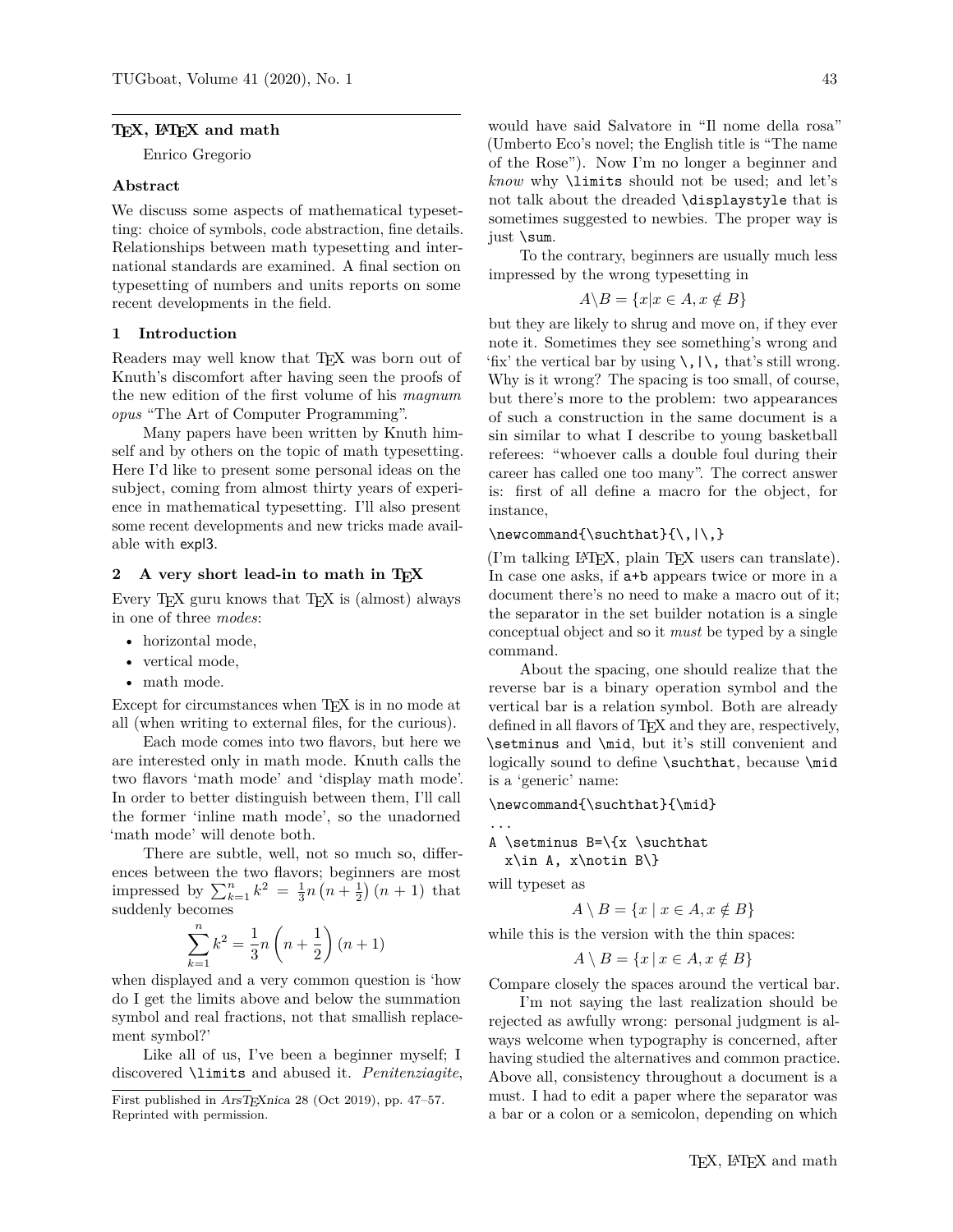# TeX, LaTeX and math

Enrico Gregorio

## Abstract

We discuss some aspects of mathematical typesetting: choice of symbols, code abstraction, fine details. Relationships between math typesetting and international standards are examined. A final section on typesetting of numbers and units reports on some recent developments in the field.

## 1 Introduction

Readers may well know that TeX was born out of Knuth's discomfort after having seen the proofs of the new edition of the first volume of his *magnum opus* "The Art of Computer Programming".

Many papers have been written by Knuth himself and by others on the topic of math typesetting. Here I'd like to present some personal ideas on the subject, coming from almost thirty years of experience in mathematical typesetting. I'll also present some recent developments and new tricks made available with expl3.

## 2 A very short lead-in to math in TeX

Every TeX guru knows that TeX is (almost) always in one of three *modes*:

- horizontal mode,
- vertical mode,
- math mode.

Except for circumstances when TeX is in no mode at all (when writing to external files, for the curious).

Each mode comes into two flavors, but here we are interested only in math mode. Knuth calls the two flavors 'math mode' and 'display math mode'. In order to better distinguish between them, I'll call the former 'inline math mode', so the unadorned 'math mode' will denote both.

There are subtle, well, not so much so, differences between the two flavors; beginners are most impressed by $\sum_{k=1}^{n} k^2 = \frac{1}{3}n\left(n+\frac{1}{2}\right)(n+1)$ that suddenly becomes

$$\sum_{k=1}^{n} k^2 = \frac{1}{3}n\left(n+\frac{1}{2}\right)(n+1)$$

when displayed and a very common question is 'how do I get the limits above and below the summation symbol and real fractions, not that smallish replacement symbol?'

Like all of us, I've been a beginner myself; I discovered `\limits` and abused it. *Penitenziagite*, would have said Salvatore in "Il nome della rosa" (Umberto Eco's novel; the English title is "The name of the Rose"). Now I'm no longer a beginner and *know* why `\limits` should not be used; and let's not talk about the dreaded `\displaystyle` that is sometimes suggested to newbies. The proper way is just `\sum`.

To the contrary, beginners are usually much less impressed by the wrong typesetting in

$$A\backslash B = \{x|x \in A, x \notin B\}$$

but they are likely to shrug and move on, if they ever note it. Sometimes they see something's wrong and 'fix' the vertical bar by using `\,|\,` that's still wrong. Why is it wrong? The spacing is too small, of course, but there's more to the problem: two appearances of such a construction in the same document is a sin similar to what I describe to young basketball referees: "whoever calls a double foul during their career has called one too many". The correct answer is: first of all define a macro for the object, for instance,

```
\newcommand{\suchthat}{\,|\,}
```

(I'm talking LaTeX, plain TeX users can translate). In case one asks, if `a+b` appears twice or more in a document there's no need to make a macro out of it; the separator in the set builder notation is a single conceptual object and so it *must* be typed by a single command.

About the spacing, one should realize that the reverse bar is a binary operation symbol and the vertical bar is a relation symbol. Both are already defined in all flavors of TeX and they are, respectively, `\setminus` and `\mid`, but it's still convenient and logically sound to define `\suchthat`, because `\mid` is a 'generic' name:

```
\newcommand{\suchthat}{\mid}
...
A \setminus B=\{x \suchthat
  x\in A, x\notin B\}
```

will typeset as

$$A \setminus B = \{x \mid x \in A, x \notin B\}$$

while this is the version with the thin spaces:

$$A \setminus B = \{x \,|\, x \in A, x \notin B\}$$

Compare closely the spaces around the vertical bar.

I'm not saying the last realization should be rejected as awfully wrong: personal judgment is always welcome when typography is concerned, after having studied the alternatives and common practice. Above all, consistency throughout a document is a must. I had to edit a paper where the separator was a bar or a colon or a semicolon, depending on which

First published in *ArsTeXnica* 28 (Oct 2019), pp. 47–57. Reprinted with permission.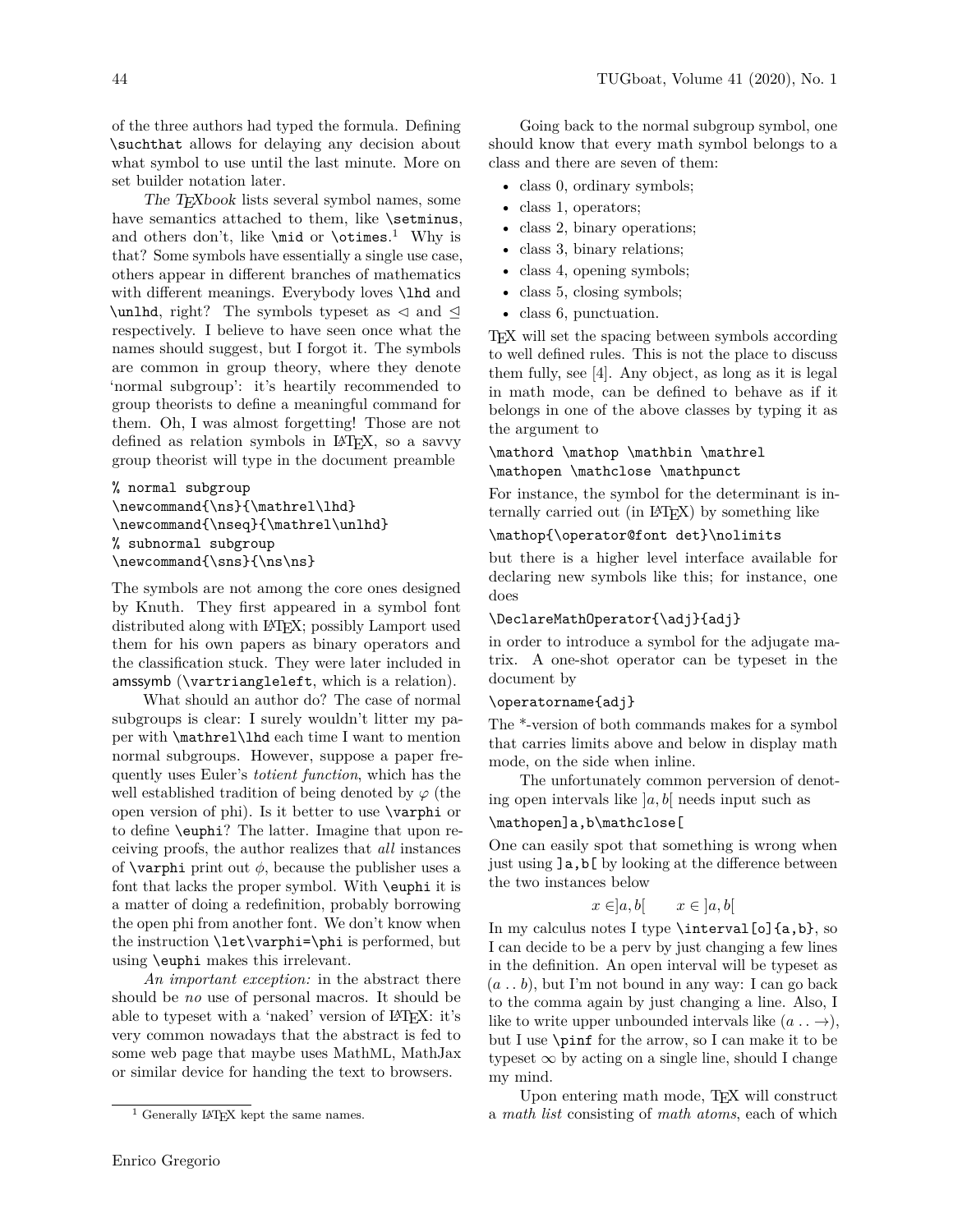of the three authors had typed the formula. Defining `\suchthat` allows for delaying any decision about what symbol to use until the last minute. More on set builder notation later.

*The TEXbook* lists several symbol names, some have semantics attached to them, like `\setminus`, and others don't, like `\mid` or `\otimes`.[1] Why is that? Some symbols have essentially a single use case, others appear in different branches of mathematics with different meanings. Everybody loves `\lhd` and `\unlhd`, right? The symbols typeset as $\lhd$ and $\unlhd$ respectively. I believe to have seen once what the names should suggest, but I forgot it. The symbols are common in group theory, where they denote 'normal subgroup': it's heartily recommended to group theorists to define a meaningful command for them. Oh, I was almost forgetting! Those are not defined as relation symbols in LATEX, so a savvy group theorist will type in the document preamble

```
% normal subgroup
\newcommand{\ns}{\mathrel\lhd}
\newcommand{\nseq}{\mathrel\unlhd}
% subnormal subgroup
\newcommand{\sns}{\ns\ns}
```

The symbols are not among the core ones designed by Knuth. They first appeared in a symbol font distributed along with LATEX; possibly Lamport used them for his own papers as binary operators and the classification stuck. They were later included in amssymb (`\vartriangleleft`, which is a relation).

What should an author do? The case of normal subgroups is clear: I surely wouldn't litter my paper with `\mathrel\lhd` each time I want to mention normal subgroups. However, suppose a paper frequently uses Euler's *totient function*, which has the well established tradition of being denoted by $\varphi$ (the open version of phi). Is it better to use `\varphi` or to define `\euphi`? The latter. Imagine that upon receiving proofs, the author realizes that *all* instances of `\varphi` print out $\phi$, because the publisher uses a font that lacks the proper symbol. With `\euphi` it is a matter of doing a redefinition, probably borrowing the open phi from another font. We don't know when the instruction `\let\varphi=\phi` is performed, but using `\euphi` makes this irrelevant.

*An important exception:* in the abstract there should be *no* use of personal macros. It should be able to typeset with a 'naked' version of LATEX: it's very common nowadays that the abstract is fed to some web page that maybe uses MathML, MathJax or similar device for handing the text to browsers.

[1] Generally LATEX kept the same names.

Going back to the normal subgroup symbol, one should know that every math symbol belongs to a class and there are seven of them:

- class 0, ordinary symbols;
- class 1, operators;
- class 2, binary operations;
- class 3, binary relations;
- class 4, opening symbols;
- class 5, closing symbols;
- class 6, punctuation.

TEX will set the spacing between symbols according to well defined rules. This is not the place to discuss them fully, see [4]. Any object, as long as it is legal in math mode, can be defined to behave as if it belongs in one of the above classes by typing it as the argument to

```
\mathord \mathop \mathbin \mathrel
\mathopen \mathclose \mathpunct
```

For instance, the symbol for the determinant is internally carried out (in LATEX) by something like

```
\mathop{\operator@font det}\nolimits
```

but there is a higher level interface available for declaring new symbols like this; for instance, one does

```
\DeclareMathOperator{\adj}{adj}
```

in order to introduce a symbol for the adjugate matrix. A one-shot operator can be typeset in the document by

```
\operatorname{adj}
```

The *-version of both commands makes for a symbol that carries limits above and below in display math mode, on the side when inline.

The unfortunately common perversion of denoting open intervals like $\mathopen]a,b\mathclose[$ needs input such as

```
\mathopen]a,b\mathclose[
```

One can easily spot that something is wrong when just using `]a,b[` by looking at the difference between the two instances below

$$x \in ]a,b[ \qquad x \in \mathopen]a,b\mathclose[$$

In my calculus notes I type `\interval[o]{a,b}`, so I can decide to be a perv by just changing a few lines in the definition. An open interval will be typeset as $(a \mathinner{\ldotp\ldotp} b)$, but I'm not bound in any way: I can go back to the comma again by just changing a line. Also, I like to write upper unbounded intervals like $(a \mathinner{\ldotp\ldotp} \to)$, but I use `\pinf` for the arrow, so I can make it to be typeset $\infty$ by acting on a single line, should I change my mind.

Upon entering math mode, TEX will construct a *math list* consisting of *math atoms*, each of which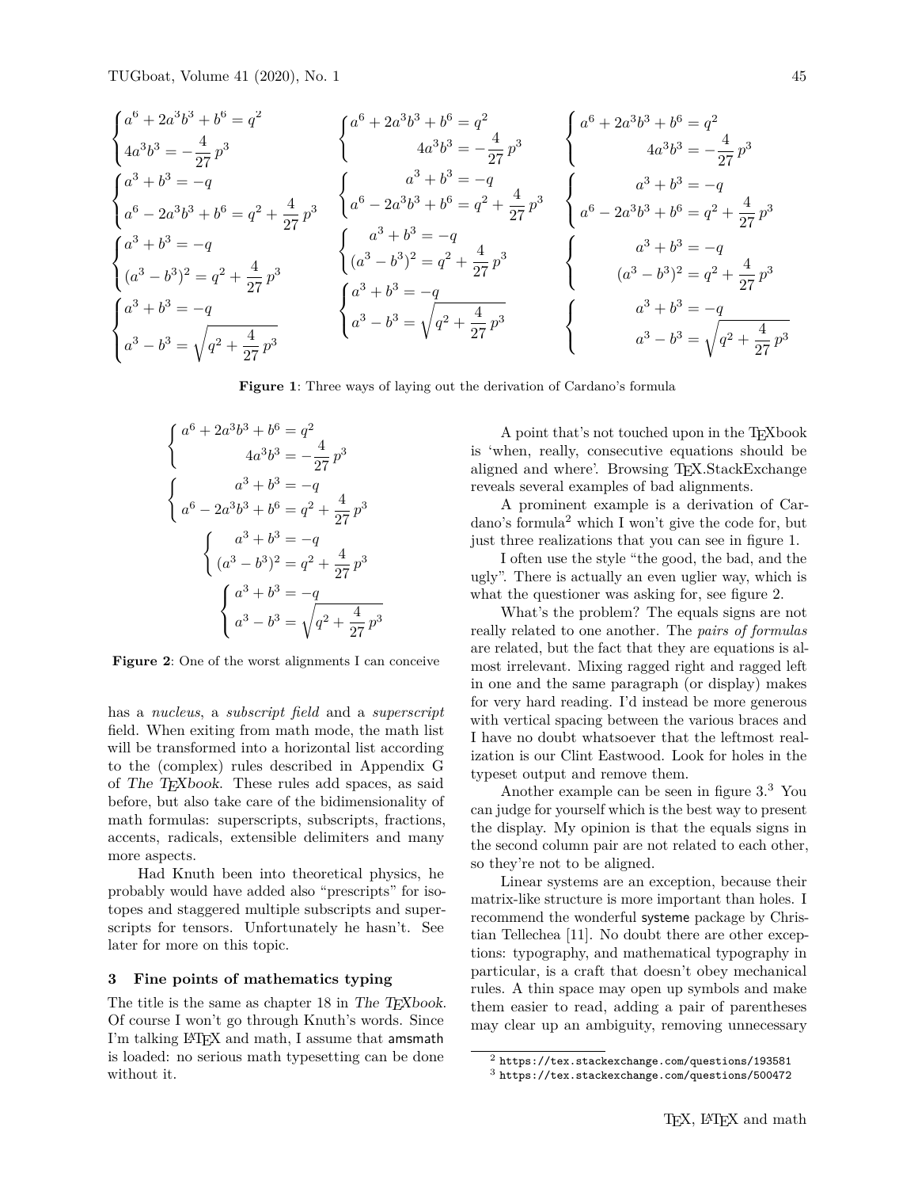$$\begin{cases} a^6 + 2a^3b^3 + b^6 = q^2 \\ 4a^3b^3 = -\dfrac{4}{27}\,p^3 \end{cases} \qquad \begin{cases} a^6 + 2a^3b^3 + b^6 = q^2 \\ \hfill 4a^3b^3 = -\dfrac{4}{27}\,p^3 \end{cases} \qquad \begin{cases} a^6 + 2a^3b^3 + b^6 = q^2 \\ \hfill 4a^3b^3 = -\dfrac{4}{27}\,p^3 \end{cases}$$

$$\begin{cases} a^3 + b^3 = -q \\ a^6 - 2a^3b^3 + b^6 = q^2 + \dfrac{4}{27}\,p^3 \end{cases} \qquad \begin{cases} a^3 + b^3 = -q \\ a^6 - 2a^3b^3 + b^6 = q^2 + \dfrac{4}{27}\,p^3 \end{cases} \qquad \begin{cases} a^3 + b^3 = -q \\ a^6 - 2a^3b^3 + b^6 = q^2 + \dfrac{4}{27}\,p^3 \end{cases}$$

$$\begin{cases} a^3 + b^3 = -q \\ (a^3 - b^3)^2 = q^2 + \dfrac{4}{27}\,p^3 \end{cases} \qquad \begin{cases} a^3 + b^3 = -q \\ (a^3 - b^3)^2 = q^2 + \dfrac{4}{27}\,p^3 \end{cases} \qquad \begin{cases} a^3 + b^3 = -q \\ (a^3 - b^3)^2 = q^2 + \dfrac{4}{27}\,p^3 \end{cases}$$

$$\begin{cases} a^3 + b^3 = -q \\ a^3 - b^3 = \sqrt{q^2 + \dfrac{4}{27}\,p^3} \end{cases} \qquad \begin{cases} a^3 + b^3 = -q \\ a^3 - b^3 = \sqrt{q^2 + \dfrac{4}{27}\,p^3} \end{cases} \qquad \begin{cases} a^3 + b^3 = -q \\ a^3 - b^3 = \sqrt{q^2 + \dfrac{4}{27}\,p^3} \end{cases}$$

**Figure 1**: Three ways of laying out the derivation of Cardano's formula

$$\begin{cases} a^6 + 2a^3b^3 + b^6 = q^2 \\ \hfill 4a^3b^3 = -\dfrac{4}{27}\,p^3 \end{cases}$$
$$\begin{cases} a^3 + b^3 = -q \\ a^6 - 2a^3b^3 + b^6 = q^2 + \dfrac{4}{27}\,p^3 \end{cases}$$
$$\begin{cases} a^3 + b^3 = -q \\ (a^3 - b^3)^2 = q^2 + \dfrac{4}{27}\,p^3 \end{cases}$$
$$\begin{cases} a^3 + b^3 = -q \\ a^3 - b^3 = \sqrt{q^2 + \dfrac{4}{27}\,p^3} \end{cases}$$

**Figure 2**: One of the worst alignments I can conceive

has a *nucleus*, a *subscript field* and a *superscript* field. When exiting from math mode, the math list will be transformed into a horizontal list according to the (complex) rules described in Appendix G of *The TEXbook*. These rules add spaces, as said before, but also take care of the bidimensionality of math formulas: superscripts, subscripts, fractions, accents, radicals, extensible delimiters and many more aspects.

Had Knuth been into theoretical physics, he probably would have added also "prescripts" for isotopes and staggered multiple subscripts and superscripts for tensors. Unfortunately he hasn't. See later for more on this topic.

### 3 Fine points of mathematics typing

The title is the same as chapter 18 in *The TEXbook*. Of course I won't go through Knuth's words. Since I'm talking LATEX and math, I assume that amsmath is loaded: no serious math typesetting can be done without it.

A point that's not touched upon in the TEXbook is 'when, really, consecutive equations should be aligned and where'. Browsing TEX.StackExchange reveals several examples of bad alignments.

A prominent example is a derivation of Cardano's formula[2] which I won't give the code for, but just three realizations that you can see in figure 1.

I often use the style "the good, the bad, and the ugly". There is actually an even uglier way, which is what the questioner was asking for, see figure 2.

What's the problem? The equals signs are not really related to one another. The *pairs of formulas* are related, but the fact that they are equations is almost irrelevant. Mixing ragged right and ragged left in one and the same paragraph (or display) makes for very hard reading. I'd instead be more generous with vertical spacing between the various braces and I have no doubt whatsoever that the leftmost realization is our Clint Eastwood. Look for holes in the typeset output and remove them.

Another example can be seen in figure 3.[3] You can judge for yourself which is the best way to present the display. My opinion is that the equals signs in the second column pair are not related to each other, so they're not to be aligned.

Linear systems are an exception, because their matrix-like structure is more important than holes. I recommend the wonderful systeme package by Christian Tellechea [11]. No doubt there are other exceptions: typography, and mathematical typography in particular, is a craft that doesn't obey mechanical rules. A thin space may open up symbols and make them easier to read, adding a pair of parentheses may clear up an ambiguity, removing unnecessary

[2] https://tex.stackexchange.com/questions/193581

[3] https://tex.stackexchange.com/questions/500472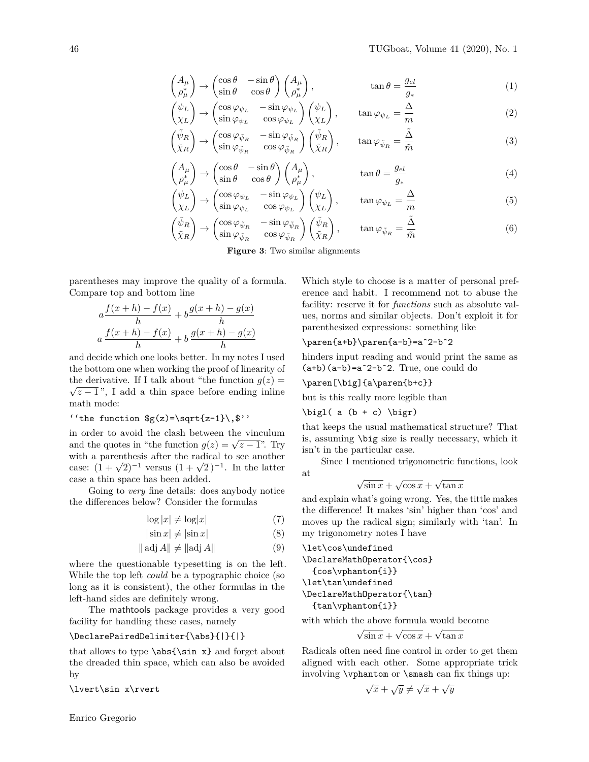$$\begin{pmatrix} A_\mu \\ \rho^*_\mu \end{pmatrix} \to \begin{pmatrix} \cos\theta & -\sin\theta \\ \sin\theta & \cos\theta \end{pmatrix} \begin{pmatrix} A_\mu \\ \rho^*_\mu \end{pmatrix}, \qquad \tan\theta = \frac{g_{el}}{g_*} \tag{1}$$

$$\begin{pmatrix} \psi_L \\ \chi_L \end{pmatrix} \to \begin{pmatrix} \cos\varphi_{\psi_L} & -\sin\varphi_{\psi_L} \\ \sin\varphi_{\psi_L} & \cos\varphi_{\psi_L} \end{pmatrix} \begin{pmatrix} \psi_L \\ \chi_L \end{pmatrix}, \qquad \tan\varphi_{\psi_L} = \frac{\Delta}{m} \tag{2}$$

$$\begin{pmatrix} \tilde\psi_R \\ \tilde\chi_R \end{pmatrix} \to \begin{pmatrix} \cos\varphi_{\tilde\psi_R} & -\sin\varphi_{\tilde\psi_R} \\ \sin\varphi_{\tilde\psi_R} & \cos\varphi_{\tilde\psi_R} \end{pmatrix} \begin{pmatrix} \tilde\psi_R \\ \tilde\chi_R \end{pmatrix}, \qquad \tan\varphi_{\tilde\psi_R} = \frac{\tilde\Delta}{\tilde m} \tag{3}$$

$$\begin{pmatrix} A_\mu \\ \rho^*_\mu \end{pmatrix} \to \begin{pmatrix} \cos\theta & -\sin\theta \\ \sin\theta & \cos\theta \end{pmatrix} \begin{pmatrix} A_\mu \\ \rho^*_\mu \end{pmatrix}, \qquad \tan\theta = \frac{g_{el}}{g_*} \tag{4}$$

$$\begin{pmatrix} \psi_L \\ \chi_L \end{pmatrix} \to \begin{pmatrix} \cos\varphi_{\psi_L} & -\sin\varphi_{\psi_L} \\ \sin\varphi_{\psi_L} & \cos\varphi_{\psi_L} \end{pmatrix} \begin{pmatrix} \psi_L \\ \chi_L \end{pmatrix}, \qquad \tan\varphi_{\psi_L} = \frac{\Delta}{m} \tag{5}$$

$$\begin{pmatrix} \tilde\psi_R \\ \tilde\chi_R \end{pmatrix} \to \begin{pmatrix} \cos\varphi_{\tilde\psi_R} & -\sin\varphi_{\tilde\psi_R} \\ \sin\varphi_{\tilde\psi_R} & \cos\varphi_{\tilde\psi_R} \end{pmatrix} \begin{pmatrix} \tilde\psi_R \\ \tilde\chi_R \end{pmatrix}, \qquad \tan\varphi_{\tilde\psi_R} = \frac{\tilde\Delta}{\tilde m} \tag{6}$$

**Figure 3**: Two similar alignments

parentheses may improve the quality of a formula. Compare top and bottom line

$$a\frac{f(x+h)-f(x)}{h}+b\frac{g(x+h)-g(x)}{h}$$
$$a\,\frac{f(x+h)-f(x)}{h}+b\,\frac{g(x+h)-g(x)}{h}$$

and decide which one looks better. In my notes I used the bottom one when working the proof of linearity of the derivative. If I talk about "the function $g(z)=\sqrt{z-1}$", I add a thin space before ending inline math mode:

```
''the function $g(z)=\sqrt{z-1}\,$''
```

in order to avoid the clash between the vinculum and the quotes in "the function $g(z)=\sqrt{z-1}$". Try with a parenthesis after the radical to see another case: $(1+\sqrt{2})^{-1}$ versus $(1+\sqrt{2}\,)^{-1}$. In the latter case a thin space has been added.

Going to *very* fine details: does anybody notice the differences below? Consider the formulas

$$\log|x| \neq \log\lvert x\rvert \tag{7}$$
$$|\sin x| \neq \lvert\sin x\rvert \tag{8}$$
$$\|\operatorname{adj} A\| \neq \lVert\operatorname{adj} A\rVert \tag{9}$$

where the questionable typesetting is on the left. While the top left *could* be a typographic choice (so long as it is consistent), the other formulas in the left-hand sides are definitely wrong.

The mathtools package provides a very good facility for handling these cases, namely

```
\DeclarePairedDelimiter{\abs}{|}{|}
```

that allows to type `\abs{\sin x}` and forget about the dreaded thin space, which can also be avoided by

```
\lvert\sin x\rvert
```

Which style to choose is a matter of personal preference and habit. I recommend not to abuse the facility: reserve it for *functions* such as absolute values, norms and similar objects. Don't exploit it for parenthesized expressions: something like

```
\paren{a+b}\paren{a-b}=a^2-b^2
```

hinders input reading and would print the same as `(a+b)(a-b)=a^2-b^2`. True, one could do

```
\paren[\big]{a\paren{b+c}}
```

but is this really more legible than

```
\bigl( a (b + c) \bigr)
```

that keeps the usual mathematical structure? That is, assuming `\big` size is really necessary, which it isn't in the particular case.

Since I mentioned trigonometric functions, look at

$$\sqrt{\sin x}+\sqrt{\cos x}+\sqrt{\tan x}$$

and explain what's going wrong. Yes, the tittle makes the difference! It makes 'sin' higher than 'cos' and moves up the radical sign; similarly with 'tan'. In my trigonometry notes I have

```
\let\cos\undefined
\DeclareMathOperator{\cos}
  {cos\vphantom{i}}
\let\tan\undefined
\DeclareMathOperator{\tan}
  {tan\vphantom{i}}
```

with which the above formula would become

$$\sqrt{\sin x}+\sqrt{\cos x}+\sqrt{\tan x}$$

Radicals often need fine control in order to get them aligned with each other. Some appropriate trick involving `\vphantom` or `\smash` can fix things up:

$$\sqrt{x}+\sqrt{y}\neq\sqrt{x}+\sqrt{y}$$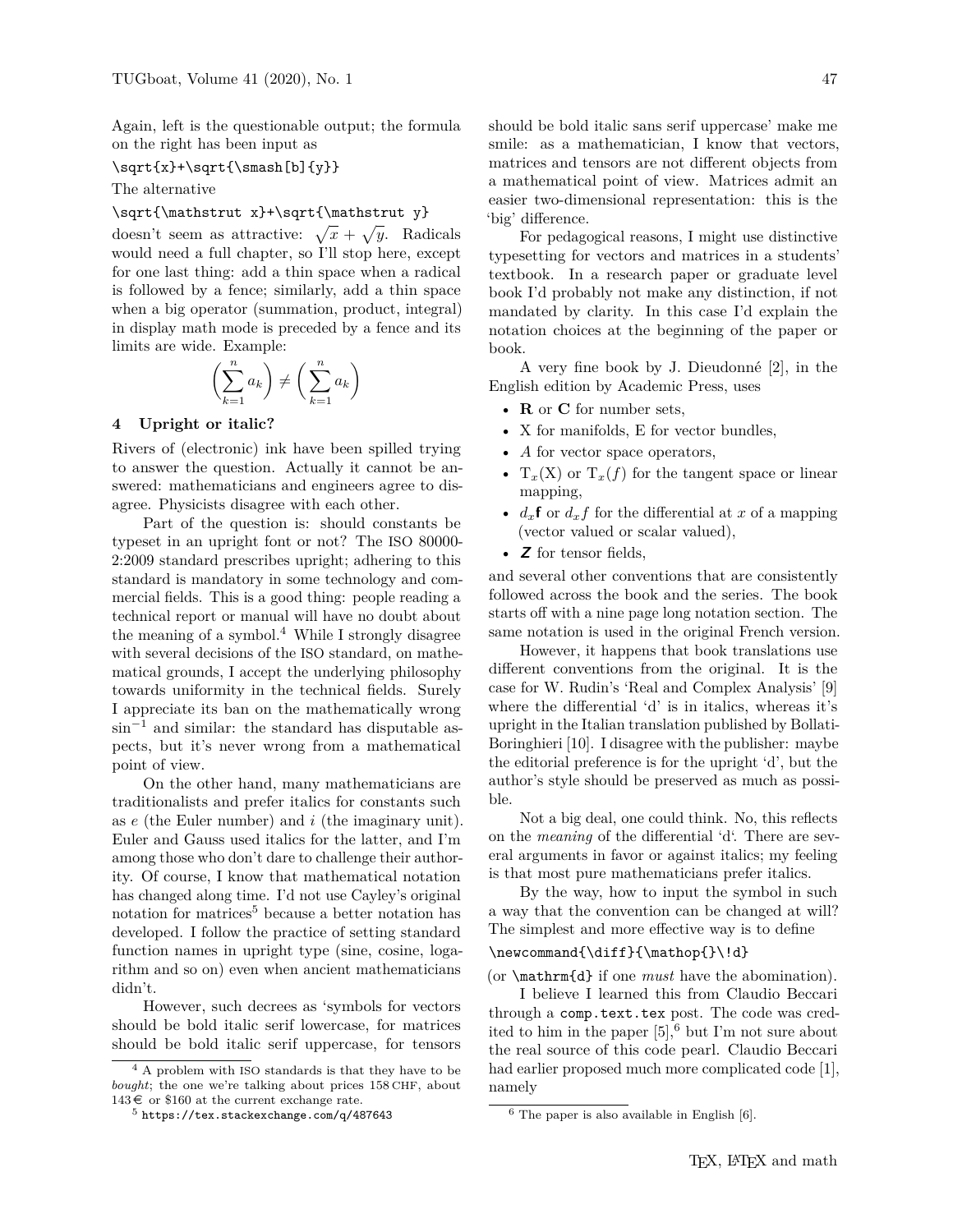Again, left is the questionable output; the formula on the right has been input as

```
\sqrt{x}+\sqrt{\smash[b]{y}}
```

The alternative

```
\sqrt{\mathstrut x}+\sqrt{\mathstrut y}
```

doesn't seem as attractive: $\sqrt{\mathstrut x}+\sqrt{\mathstrut y}$. Radicals would need a full chapter, so I'll stop here, except for one last thing: add a thin space when a radical is followed by a fence; similarly, add a thin space when a big operator (summation, product, integral) in display math mode is preceded by a fence and its limits are wide. Example:

$$\biggl(\sum_{k=1}^{n} a_k\biggr) \neq \biggl(\,\sum_{k=1}^{n} a_k\biggr)$$

## 4 Upright or italic?

Rivers of (electronic) ink have been spilled trying to answer the question. Actually it cannot be answered: mathematicians and engineers agree to disagree. Physicists disagree with each other.

Part of the question is: should constants be typeset in an upright font or not? The ISO 80000-2:2009 standard prescribes upright; adhering to this standard is mandatory in some technology and commercial fields. This is a good thing: people reading a technical report or manual will have no doubt about the meaning of a symbol.[4] While I strongly disagree with several decisions of the ISO standard, on mathematical grounds, I accept the underlying philosophy towards uniformity in the technical fields. Surely I appreciate its ban on the mathematically wrong $\sin^{-1}$ and similar: the standard has disputable aspects, but it's never wrong from a mathematical point of view.

On the other hand, many mathematicians are traditionalists and prefer italics for constants such as $e$ (the Euler number) and $i$ (the imaginary unit). Euler and Gauss used italics for the latter, and I'm among those who don't dare to challenge their authority. Of course, I know that mathematical notation has changed along time. I'd not use Cayley's original notation for matrices[5] because a better notation has developed. I follow the practice of setting standard function names in upright type (sine, cosine, logarithm and so on) even when ancient mathematicians didn't.

However, such decrees as 'symbols for vectors should be bold italic serif lowercase, for matrices should be bold italic serif uppercase, for tensors should be bold italic sans serif uppercase' make me smile: as a mathematician, I know that vectors, matrices and tensors are not different objects from a mathematical point of view. Matrices admit an easier two-dimensional representation: this is the 'big' difference.

For pedagogical reasons, I might use distinctive typesetting for vectors and matrices in a students' textbook. In a research paper or graduate level book I'd probably not make any distinction, if not mandated by clarity. In this case I'd explain the notation choices at the beginning of the paper or book.

A very fine book by J. Dieudonné [2], in the English edition by Academic Press, uses

- $\mathbf{R}$ or $\mathbf{C}$ for number sets,
- $\mathrm{X}$ for manifolds, $\mathrm{E}$ for vector bundles,
- $A$ for vector space operators,
- $\mathrm{T}_x(\mathrm{X})$ or $\mathrm{T}_x(f)$ for the tangent space or linear mapping,
- $d_x\mathsf{f}$ or $d_x f$ for the differential at $x$ of a mapping (vector valued or scalar valued),
- $\boldsymbol{\mathsf{Z}}$ for tensor fields,

and several other conventions that are consistently followed across the book and the series. The book starts off with a nine page long notation section. The same notation is used in the original French version.

However, it happens that book translations use different conventions from the original. It is the case for W. Rudin's 'Real and Complex Analysis' [9] where the differential 'd' is in italics, whereas it's upright in the Italian translation published by Bollati-Boringhieri [10]. I disagree with the publisher: maybe the editorial preference is for the upright 'd', but the author's style should be preserved as much as possible.

Not a big deal, one could think. No, this reflects on the *meaning* of the differential 'd'. There are several arguments in favor or against italics; my feeling is that most pure mathematicians prefer italics.

By the way, how to input the symbol in such a way that the convention can be changed at will? The simplest and more effective way is to define

```
\newcommand{\diff}{\mathop{}\!d}
```

(or `\mathrm{d}` if one *must* have the abomination).

I believe I learned this from Claudio Beccari through a `comp.text.tex` post. The code was credited to him in the paper [5],[6] but I'm not sure about the real source of this code pearl. Claudio Beccari had earlier proposed much more complicated code [1], namely

---

[4] A problem with ISO standards is that they have to be *bought*; the one we're talking about prices 158 CHF, about 143 € or $160 at the current exchange rate.

[5] https://tex.stackexchange.com/q/487643

[6] The paper is also available in English [6].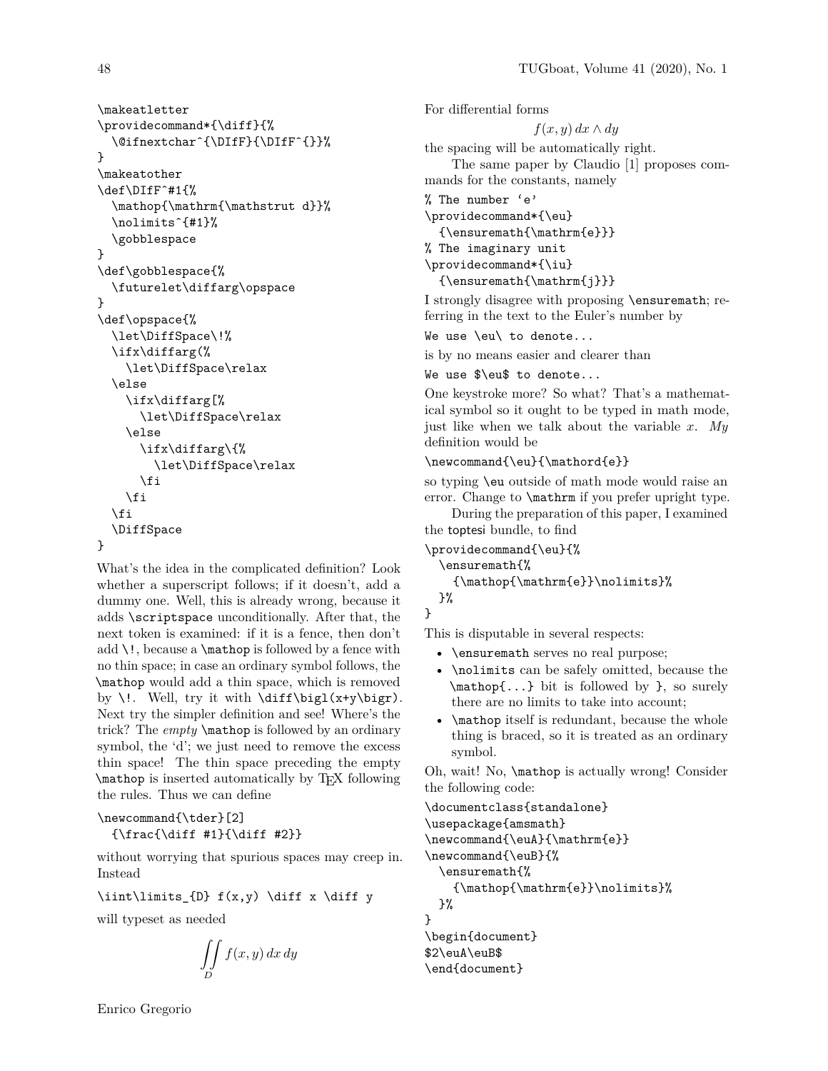```
\makeatletter
\providecommand*{\diff}{%
  \@ifnextchar^{\DIfF}{\DIfF^{}}%
}
\makeatother
\def\DIfF^#1{%
  \mathop{\mathrm{\mathstrut d}}%
  \nolimits^{#1}%
  \gobblespace
}
\def\gobblespace{%
  \futurelet\diffarg\opspace
}
\def\opspace{%
  \let\DiffSpace\!%
  \ifx\diffarg(%
    \let\DiffSpace\relax
  \else
    \ifx\diffarg[%
      \let\DiffSpace\relax
    \else
      \ifx\diffarg\{%
        \let\DiffSpace\relax
      \fi
    \fi
  \fi
  \DiffSpace
}
```

What's the idea in the complicated definition? Look whether a superscript follows; if it doesn't, add a dummy one. Well, this is already wrong, because it adds `\scriptspace` unconditionally. After that, the next token is examined: if it is a fence, then don't add `\!`, because a `\mathop` is followed by a fence with no thin space; in case an ordinary symbol follows, the `\mathop` would add a thin space, which is removed by `\!`. Well, try it with `\diff\bigl(x+y\bigr)`. Next try the simpler definition and see! Where's the trick? The *empty* `\mathop` is followed by an ordinary symbol, the 'd'; we just need to remove the excess thin space! The thin space preceding the empty `\mathop` is inserted automatically by TeX following the rules. Thus we can define

```
\newcommand{\tder}[2]
  {\frac{\diff #1}{\diff #2}}
```

without worrying that spurious spaces may creep in. Instead

```
\iint\limits_{D} f(x,y) \diff x \diff y
```

will typeset as needed

$$\iint\limits_{D} f(x,y)\,dx\,dy$$

For differential forms

$$f(x,y)\,dx\wedge dy$$

the spacing will be automatically right.

The same paper by Claudio [1] proposes commands for the constants, namely

```
% The number 'e'
\providecommand*{\eu}
  {\ensuremath{\mathrm{e}}}
% The imaginary unit
\providecommand*{\iu}
  {\ensuremath{\mathrm{j}}}
```

I strongly disagree with proposing `\ensuremath`; referring in the text to the Euler's number by

```
We use \eu\ to denote...
```

is by no means easier and clearer than

```
We use $\eu$ to denote...
```

One keystroke more? So what? That's a mathematical symbol so it ought to be typed in math mode, just like when we talk about the variable $x$. *My* definition would be

```
\newcommand{\eu}{\mathord{e}}
```

so typing `\eu` outside of math mode would raise an error. Change to `\mathrm` if you prefer upright type.

During the preparation of this paper, I examined the toptesi bundle, to find

```
\providecommand{\eu}{%
  \ensuremath{%
    {\mathop{\mathrm{e}}\nolimits}%
  }%
}
```

This is disputable in several respects:

- `\ensuremath` serves no real purpose;
- `\nolimits` can be safely omitted, because the `\mathop{...}` bit is followed by `}`, so surely there are no limits to take into account;
- `\mathop` itself is redundant, because the whole thing is braced, so it is treated as an ordinary symbol.

Oh, wait! No, `\mathop` is actually wrong! Consider the following code:

```
\documentclass{standalone}
\usepackage{amsmath}
\newcommand{\euA}{\mathrm{e}}
\newcommand{\euB}{%
  \ensuremath{%
    {\mathop{\mathrm{e}}\nolimits}%
  }%
}
\begin{document}
$2\euA\euB$
\end{document}
```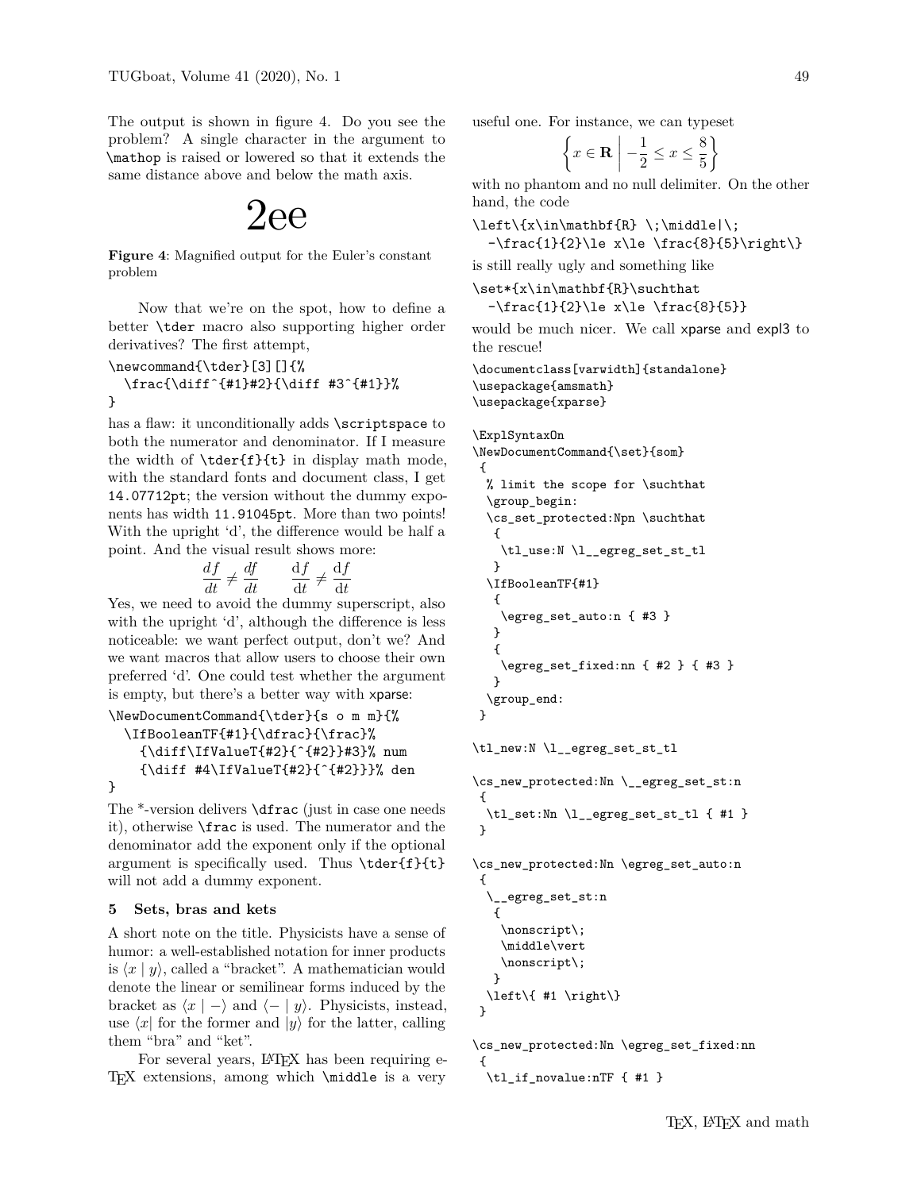The output is shown in figure 4. Do you see the problem? A single character in the argument to `\mathop` is raised or lowered so that it extends the same distance above and below the math axis.

2ee

**Figure 4**: Magnified output for the Euler's constant problem

Now that we're on the spot, how to define a better `\tder` macro also supporting higher order derivatives? The first attempt,

```
\newcommand{\tder}[3][]{%
  \frac{\diff^{#1}#2}{\diff #3^{#1}}%
}
```

has a flaw: it unconditionally adds `\scriptspace` to both the numerator and denominator. If I measure the width of `\tder{f}{t}` in display math mode, with the standard fonts and document class, I get `14.07712pt`; the version without the dummy exponents has width `11.91045pt`. More than two points! With the upright 'd', the difference would be half a point. And the visual result shows more:

$$\frac{d\,f}{dt} \neq \frac{df}{dt} \qquad \frac{\mathrm{d}f}{\mathrm{d}t} \neq \frac{\mathrm{d}f}{\mathrm{d}t}$$

Yes, we need to avoid the dummy superscript, also with the upright 'd', although the difference is less noticeable: we want perfect output, don't we? And we want macros that allow users to choose their own preferred 'd'. One could test whether the argument is empty, but there's a better way with xparse:

```
\NewDocumentCommand{\tder}{s o m m}{%
  \IfBooleanTF{#1}{\dfrac}{\frac}%
    {\diff\IfValueT{#2}{^{#2}}#3}% num
    {\diff #4\IfValueT{#2}{^{#2}}}% den
}
```

The *-version delivers `\dfrac` (just in case one needs it), otherwise `\frac` is used. The numerator and the denominator add the exponent only if the optional argument is specifically used. Thus `\tder{f}{t}` will not add a dummy exponent.

## 5 Sets, bras and kets

A short note on the title. Physicists have a sense of humor: a well-established notation for inner products is $\langle x \mid y \rangle$, called a "bracket". A mathematician would denote the linear or semilinear forms induced by the bracket as $\langle x \mid - \rangle$ and $\langle - \mid y \rangle$. Physicists, instead, use $\langle x|$ for the former and $|y\rangle$ for the latter, calling them "bra" and "ket".

For several years, LaTeX has been requiring e-TeX extensions, among which `\middle` is a very useful one. For instance, we can typeset

$$\left\{x\in\mathbf{R} \;\middle|\; -\frac{1}{2}\le x\le \frac{8}{5}\right\}$$

with no phantom and no null delimiter. On the other hand, the code

```
\left\{x\in\mathbf{R} \;\middle|\;
  -\frac{1}{2}\le x\le \frac{8}{5}\right\}
```

is still really ugly and something like

```
\set*{x\in\mathbf{R}\suchthat
  -\frac{1}{2}\le x\le \frac{8}{5}}
```

would be much nicer. We call xparse and expl3 to the rescue!

```
\documentclass[varwidth]{standalone}
\usepackage{amsmath}
\usepackage{xparse}

\ExplSyntaxOn
\NewDocumentCommand{\set}{som}
 {
  % limit the scope for \suchthat
  \group_begin:
  \cs_set_protected:Npn \suchthat
   {
    \tl_use:N \l__egreg_set_st_tl
   }
  \IfBooleanTF{#1}
   {
    \egreg_set_auto:n { #3 }
   }
   {
    \egreg_set_fixed:nn { #2 } { #3 }
   }
  \group_end:
 }

\tl_new:N \l__egreg_set_st_tl

\cs_new_protected:Nn \__egreg_set_st:n
 {
  \tl_set:Nn \l__egreg_set_st_tl { #1 }
 }

\cs_new_protected:Nn \egreg_set_auto:n
 {
  \__egreg_set_st:n
   {
    \nonscript\;
    \middle\vert
    \nonscript\;
   }
  \left\{ #1 \right\}
 }

\cs_new_protected:Nn \egreg_set_fixed:nn
 {
  \tl_if_novalue:nTF { #1 }
```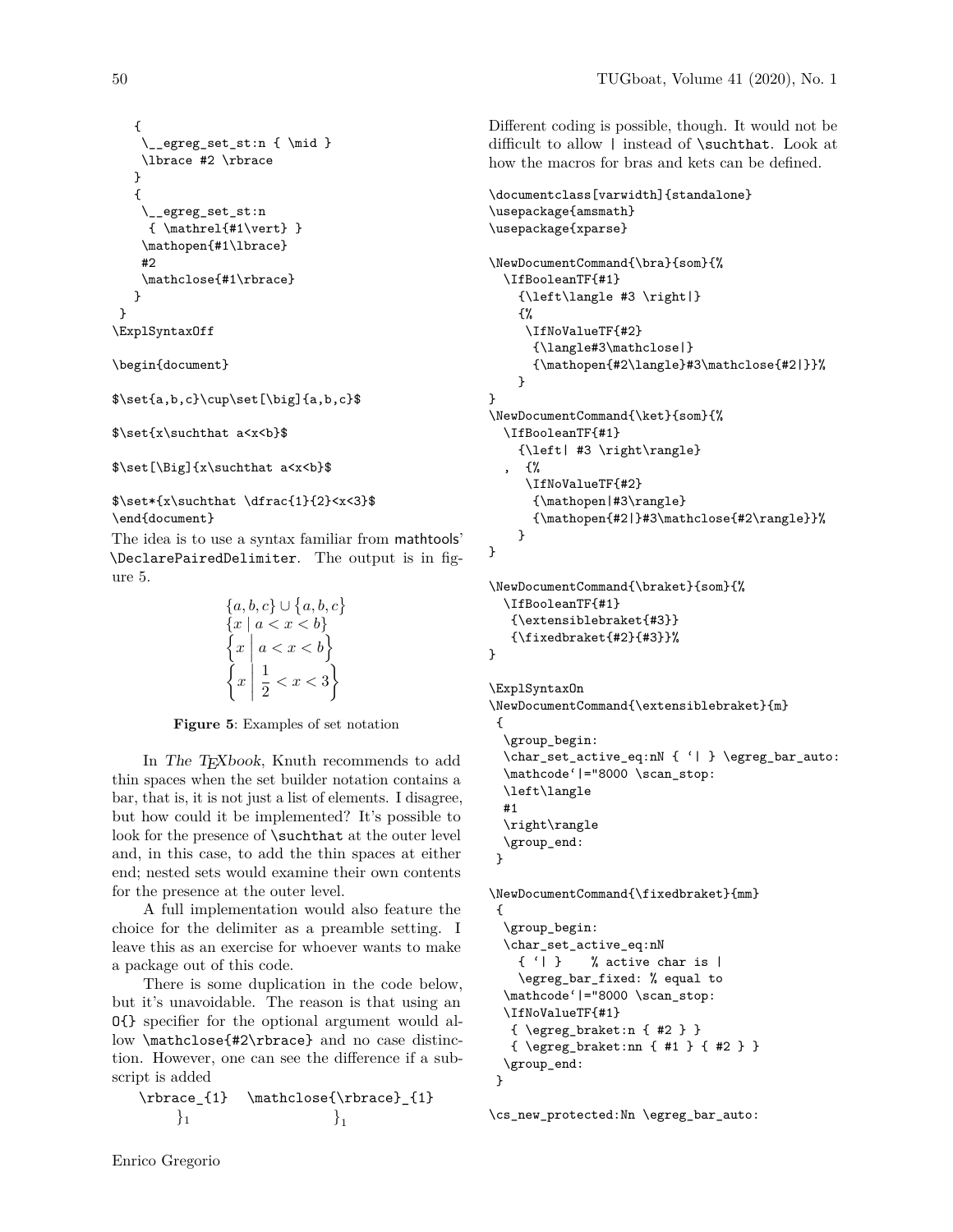```
  {
   \__egreg_set_st:n { \mid }
   \lbrace #2 \rbrace
  }
  {
   \__egreg_set_st:n
    { \mathrel{#1\vert} }
   \mathopen{#1\lbrace}
   #2
   \mathclose{#1\rbrace}
  }
 }
\ExplSyntaxOff

\begin{document}

$\set{a,b,c}\cup\set[\big]{a,b,c}$

$\set{x\suchthat a<x<b}$

$\set[\Big]{x\suchthat a<x<b}$

$\set*{x\suchthat \dfrac{1}{2}<x<3}$
\end{document}
```

The idea is to use a syntax familiar from mathtools' `\DeclarePairedDelimiter`. The output is in figure 5.

$$\{a, b, c\} \cup \big\{a, b, c\big\}$$
$$\{x \mid a < x < b\}$$
$$\Big\{x \;\Big|\; a < x < b\Big\}$$
$$\left\{x \;\middle|\; \frac{1}{2} < x < 3\right\}$$

**Figure 5**: Examples of set notation

In *The TEXbook*, Knuth recommends to add thin spaces when the set builder notation contains a bar, that is, it is not just a list of elements. I disagree, but how could it be implemented? It's possible to look for the presence of `\suchthat` at the outer level and, in this case, to add the thin spaces at either end; nested sets would examine their own contents for the presence at the outer level.

A full implementation would also feature the choice for the delimiter as a preamble setting. I leave this as an exercise for whoever wants to make a package out of this code.

There is some duplication in the code below, but it's unavoidable. The reason is that using an `O{}` specifier for the optional argument would allow `\mathclose{#2\rbrace}` and no case distinction. However, one can see the difference if a subscript is added

```
\rbrace_{1}   \mathclose{\rbrace}_{1}
```

$\}_1$ $\qquad$ $\mathclose{\}}_1$

Different coding is possible, though. It would not be difficult to allow `|` instead of `\suchthat`. Look at how the macros for bras and kets can be defined.

```
\documentclass[varwidth]{standalone}
\usepackage{amsmath}
\usepackage{xparse}

\NewDocumentCommand{\bra}{som}{%
  \IfBooleanTF{#1}
    {\left\langle #3 \right|}
    {%
     \IfNoValueTF{#2}
      {\langle#3\mathclose|}
      {\mathopen{#2\langle}#3\mathclose{#2|}}%
    }
}
\NewDocumentCommand{\ket}{som}{%
  \IfBooleanTF{#1}
    {\left| #3 \right\rangle}
   , {%
     \IfNoValueTF{#2}
      {\mathopen|#3\rangle}
      {\mathopen{#2|}#3\mathclose{#2\rangle}}%
    }
}

\NewDocumentCommand{\braket}{som}{%
  \IfBooleanTF{#1}
   {\extensiblebraket{#3}}
   {\fixedbraket{#2}{#3}}%
}

\ExplSyntaxOn
\NewDocumentCommand{\extensiblebraket}{m}
 {
  \group_begin:
  \char_set_active_eq:nN { `| } \egreg_bar_auto:
  \mathcode`|="8000 \scan_stop:
  \left\langle
  #1
  \right\rangle
  \group_end:
 }

\NewDocumentCommand{\fixedbraket}{mm}
 {
  \group_begin:
  \char_set_active_eq:nN
    { `| }    % active char is |
    \egreg_bar_fixed: % equal to
  \mathcode`|="8000 \scan_stop:
  \IfNoValueTF{#1}
   { \egreg_braket:n { #2 } }
   { \egreg_braket:nn { #1 } { #2 } }
  \group_end:
 }

\cs_new_protected:Nn \egreg_bar_auto:
```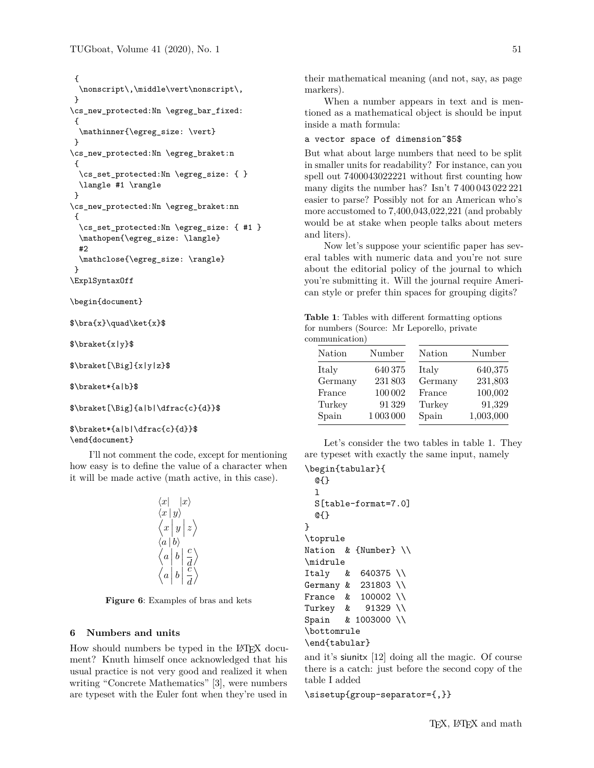```
 {
  \nonscript\,\middle\vert\nonscript\,
 }
\cs_new_protected:Nn \egreg_bar_fixed:
 {
  \mathinner{\egreg_size: \vert}
 }
\cs_new_protected:Nn \egreg_braket:n
 {
  \cs_set_protected:Nn \egreg_size: { }
  \langle #1 \rangle
 }
\cs_new_protected:Nn \egreg_braket:nn
 {
  \cs_set_protected:Nn \egreg_size: { #1 }
  \mathopen{\egreg_size: \langle}
  #2
  \mathclose{\egreg_size: \rangle}
 }
\ExplSyntaxOff

\begin{document}

$\bra{x}\quad\ket{x}$

$\braket{x|y}$

$\braket[\Big]{x|y|z}$

$\braket*{a|b}$

$\braket[\Big]{a|b|\dfrac{c}{d}}$

$\braket*{a|b|\dfrac{c}{d}}$
\end{document}
```

I'll not comment the code, except for mentioning how easy is to define the value of a character when it will be made active (math active, in this case).

$$\langle x| \quad |x\rangle$$
$$\langle x \,|\, y\rangle$$
$$\Big\langle x \,\Big|\, y \,\Big|\, z \Big\rangle$$
$$\langle a \,|\, b\rangle$$
$$\Big\langle a \,\Big|\, b \,\Big|\, \dfrac{c}{d} \Big\rangle$$
$$\left\langle a \,\middle|\, b \,\middle|\, \dfrac{c}{d} \right\rangle$$

**Figure 6**: Examples of bras and kets

## 6 Numbers and units

How should numbers be typed in the LaTeX document? Knuth himself once acknowledged that his usual practice is not very good and realized it when writing "Concrete Mathematics" [3], were numbers are typeset with the Euler font when they're used in their mathematical meaning (and not, say, as page markers).

When a number appears in text and is mentioned as a mathematical object is should be input inside a math formula:

```
a vector space of dimension~$5$
```

But what about large numbers that need to be split in smaller units for readability? For instance, can you spell out 7400043022221 without first counting how many digits the number has? Isn't 7 400 043 022 221 easier to parse? Possibly not for an American who's more accustomed to 7,400,043,022,221 (and probably would be at stake when people talks about meters and liters).

Now let's suppose your scientific paper has several tables with numeric data and you're not sure about the editorial policy of the journal to which you're submitting it. Will the journal require American style or prefer thin spaces for grouping digits?

**Table 1**: Tables with different formatting options for numbers (Source: Mr Leporello, private communication)

| Nation | Number |
|---|---|
| Italy | 640 375 |
| Germany | 231 803 |
| France | 100 002 |
| Turkey | 91 329 |
| Spain | 1 003 000 |

| Nation | Number |
|---|---|
| Italy | 640,375 |
| Germany | 231,803 |
| France | 100,002 |
| Turkey | 91,329 |
| Spain | 1,003,000 |

Let's consider the two tables in table 1. They are typeset with exactly the same input, namely

```
\begin{tabular}{
  @{}
  l
  S[table-format=7.0]
  @{}
}
\toprule
Nation  & {Number} \\
\midrule
Italy   &  640375 \\
Germany &  231803 \\
France  &  100002 \\
Turkey  &   91329 \\
Spain   & 1003000 \\
\bottomrule
\end{tabular}
```

and it's siunitx [12] doing all the magic. Of course there is a catch: just before the second copy of the table I added

```
\sisetup{group-separator={,}}
```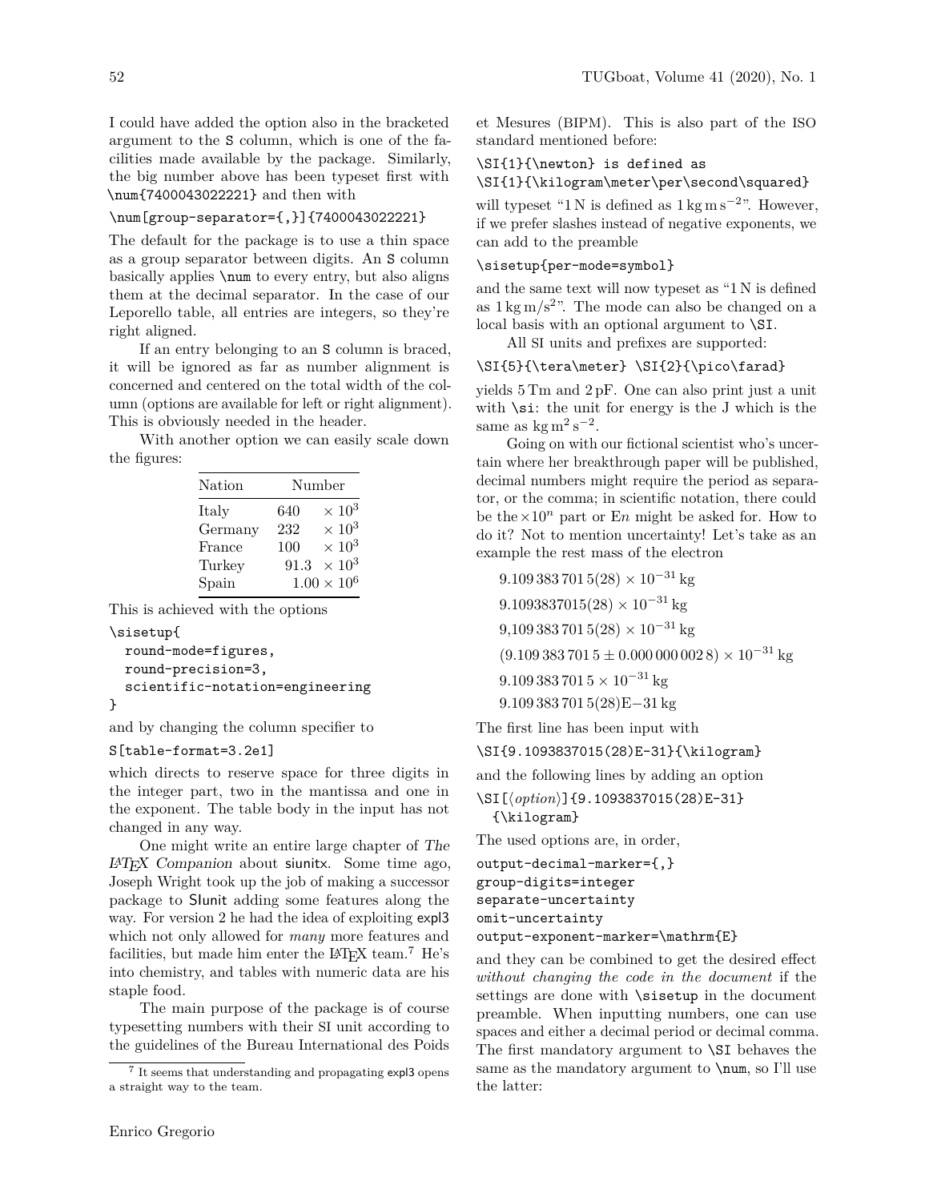I could have added the option also in the bracketed argument to the `S` column, which is one of the facilities made available by the package. Similarly, the big number above has been typeset first with `\num{7400043022221}` and then with

```
\num[group-separator={,}]{7400043022221}
```

The default for the package is to use a thin space as a group separator between digits. An `S` column basically applies `\num` to every entry, but also aligns them at the decimal separator. In the case of our Leporello table, all entries are integers, so they're right aligned.

If an entry belonging to an `S` column is braced, it will be ignored as far as number alignment is concerned and centered on the total width of the column (options are available for left or right alignment). This is obviously needed in the header.

With another option we can easily scale down the figures:

| Nation | Number |
|---|---|
| Italy | $640 \quad \times 10^3$ |
| Germany | $232 \quad \times 10^3$ |
| France | $100 \quad \times 10^3$ |
| Turkey | $91.3 \quad \times 10^3$ |
| Spain | $1.00 \times 10^6$ |

This is achieved with the options

```
\sisetup{
  round-mode=figures,
  round-precision=3,
  scientific-notation=engineering
}
```

and by changing the column specifier to

```
S[table-format=3.2e1]
```

which directs to reserve space for three digits in the integer part, two in the mantissa and one in the exponent. The table body in the input has not changed in any way.

One might write an entire large chapter of *The LaTeX Companion* about siunitx. Some time ago, Joseph Wright took up the job of making a successor package to SIunit adding some features along the way. For version 2 he had the idea of exploiting expl3 which not only allowed for *many* more features and facilities, but made him enter the LaTeX team.[7] He's into chemistry, and tables with numeric data are his staple food.

The main purpose of the package is of course typesetting numbers with their SI unit according to the guidelines of the Bureau International des Poids et Mesures (BIPM). This is also part of the ISO standard mentioned before:

```
\SI{1}{\newton} is defined as
\SI{1}{\kilogram\meter\per\second\squared}
```

will typeset "$1\,\mathrm{N}$ is defined as $1\,\mathrm{kg\,m\,s^{-2}}$". However, if we prefer slashes instead of negative exponents, we can add to the preamble

```
\sisetup{per-mode=symbol}
```

and the same text will now typeset as "$1\,\mathrm{N}$ is defined as $1\,\mathrm{kg\,m/s^2}$". The mode can also be changed on a local basis with an optional argument to `\SI`.

All SI units and prefixes are supported:

```
\SI{5}{\tera\meter} \SI{2}{\pico\farad}
```

yields $5\,\mathrm{Tm}$ and $2\,\mathrm{pF}$. One can also print just a unit with `\si`: the unit for energy is the J which is the same as $\mathrm{kg\,m^2\,s^{-2}}$.

Going on with our fictional scientist who's uncertain where her breakthrough paper will be published, decimal numbers might require the period as separator, or the comma; in scientific notation, there could be the $\times 10^n$ part or E$n$ might be asked for. How to do it? Not to mention uncertainty! Let's take as an example the rest mass of the electron

$9.109\,383\,701\,5(28) \times 10^{-31}\,\mathrm{kg}$

$9.1093837015(28) \times 10^{-31}\,\mathrm{kg}$

$9{,}109\,383\,701\,5(28) \times 10^{-31}\,\mathrm{kg}$

$(9.109\,383\,701\,5 \pm 0.000\,000\,002\,8) \times 10^{-31}\,\mathrm{kg}$

$9.109\,383\,701\,5 \times 10^{-31}\,\mathrm{kg}$

$9.109\,383\,701\,5(28)\mathrm{E}{-31}\,\mathrm{kg}$

The first line has been input with

```
\SI{9.1093837015(28)E-31}{\kilogram}
```

and the following lines by adding an option

```
\SI[⟨option⟩]{9.1093837015(28)E-31}
  {\kilogram}
```

The used options are, in order,

```
output-decimal-marker={,}
group-digits=integer
separate-uncertainty
omit-uncertainty
output-exponent-marker=\mathrm{E}
```

and they can be combined to get the desired effect *without changing the code in the document* if the settings are done with `\sisetup` in the document preamble. When inputting numbers, one can use spaces and either a decimal period or decimal comma. The first mandatory argument to `\SI` behaves the same as the mandatory argument to `\num`, so I'll use the latter:

[7] It seems that understanding and propagating expl3 opens a straight way to the team.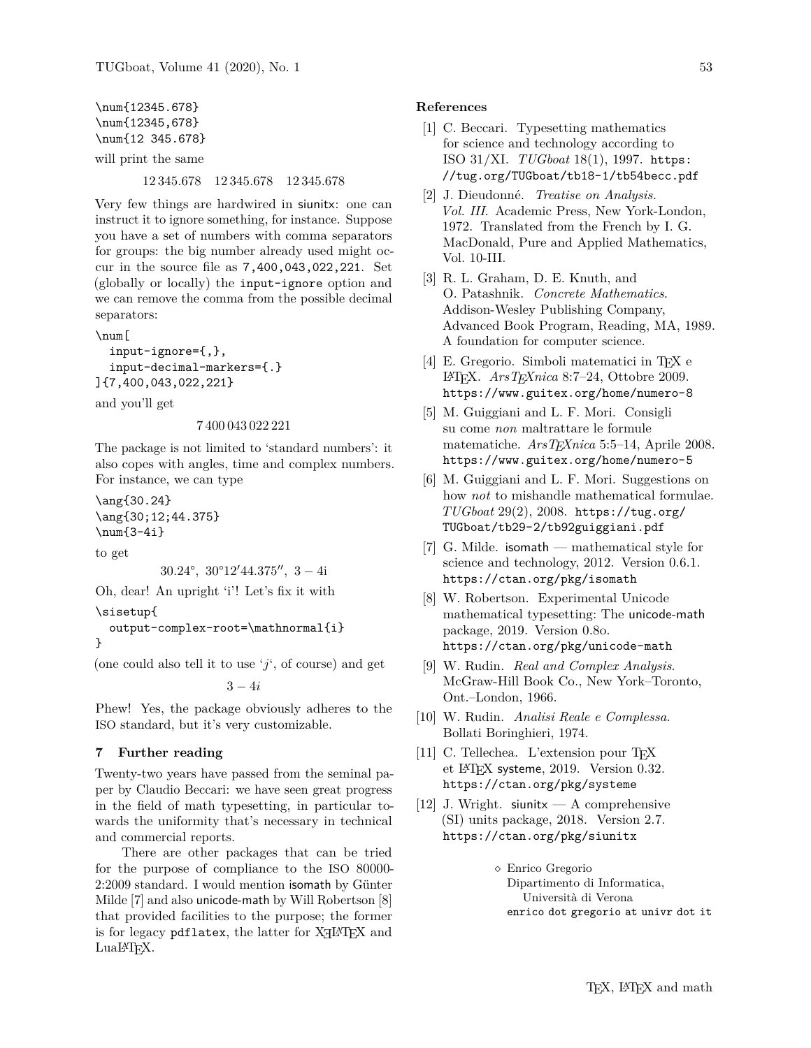```
\num{12345.678}
\num{12345,678}
\num{12 345.678}
```

will print the same

$$12\,345.678 \quad 12\,345.678 \quad 12\,345.678$$

Very few things are hardwired in siunitx: one can instruct it to ignore something, for instance. Suppose you have a set of numbers with comma separators for groups: the big number already used might occur in the source file as `7,400,043,022,221`. Set (globally or locally) the `input-ignore` option and we can remove the comma from the possible decimal separators:

```
\num[
  input-ignore={,},
  input-decimal-markers={.}
]{7,400,043,022,221}
```

and you'll get

$$7\,400\,043\,022\,221$$

The package is not limited to 'standard numbers': it also copes with angles, time and complex numbers. For instance, we can type

```
\ang{30.24}
\ang{30;12;44.375}
\num{3-4i}
```

to get

$$30.24°,\ 30°12'44.375'',\ 3 - 4\mathrm{i}$$

Oh, dear! An upright 'i'! Let's fix it with

```
\sisetup{
  output-complex-root=\mathnormal{i}
}
```

(one could also tell it to use '$j$', of course) and get

$$3 - 4i$$

Phew! Yes, the package obviously adheres to the ISO standard, but it's very customizable.

## 7 Further reading

Twenty-two years have passed from the seminal paper by Claudio Beccari: we have seen great progress in the field of math typesetting, in particular towards the uniformity that's necessary in technical and commercial reports.

There are other packages that can be tried for the purpose of compliance to the ISO 80000-2:2009 standard. I would mention isomath by Günter Milde [7] and also unicode-math by Will Robertson [8] that provided facilities to the purpose; the former is for legacy `pdflatex`, the latter for XeLaTeX and LuaLaTeX.

### References

[1] C. Beccari. Typesetting mathematics for science and technology according to ISO 31/XI. *TUGboat* 18(1), 1997. `https://tug.org/TUGboat/tb18-1/tb54becc.pdf`

[2] J. Dieudonné. *Treatise on Analysis. Vol. III.* Academic Press, New York-London, 1972. Translated from the French by I. G. MacDonald, Pure and Applied Mathematics, Vol. 10-III.

[3] R. L. Graham, D. E. Knuth, and O. Patashnik. *Concrete Mathematics.* Addison-Wesley Publishing Company, Advanced Book Program, Reading, MA, 1989. A foundation for computer science.

[4] E. Gregorio. Simboli matematici in TeX e LaTeX. *ArsTeXnica* 8:7–24, Ottobre 2009. `https://www.guitex.org/home/numero-8`

[5] M. Guiggiani and L. F. Mori. Consigli su come *non* maltrattare le formule matematiche. *ArsTeXnica* 5:5–14, Aprile 2008. `https://www.guitex.org/home/numero-5`

[6] M. Guiggiani and L. F. Mori. Suggestions on how *not* to mishandle mathematical formulae. *TUGboat* 29(2), 2008. `https://tug.org/TUGboat/tb29-2/tb92guiggiani.pdf`

[7] G. Milde. isomath — mathematical style for science and technology, 2012. Version 0.6.1. `https://ctan.org/pkg/isomath`

[8] W. Robertson. Experimental Unicode mathematical typesetting: The unicode-math package, 2019. Version 0.8o. `https://ctan.org/pkg/unicode-math`

[9] W. Rudin. *Real and Complex Analysis.* McGraw-Hill Book Co., New York–Toronto, Ont.–London, 1966.

[10] W. Rudin. *Analisi Reale e Complessa.* Bollati Boringhieri, 1974.

[11] C. Tellechea. L'extension pour TeX et LaTeX systeme, 2019. Version 0.32. `https://ctan.org/pkg/systeme`

[12] J. Wright. siunitx — A comprehensive (SI) units package, 2018. Version 2.7. `https://ctan.org/pkg/siunitx`

◇ Enrico Gregorio
Dipartimento di Informatica,
Università di Verona
`enrico dot gregorio at univr dot it`